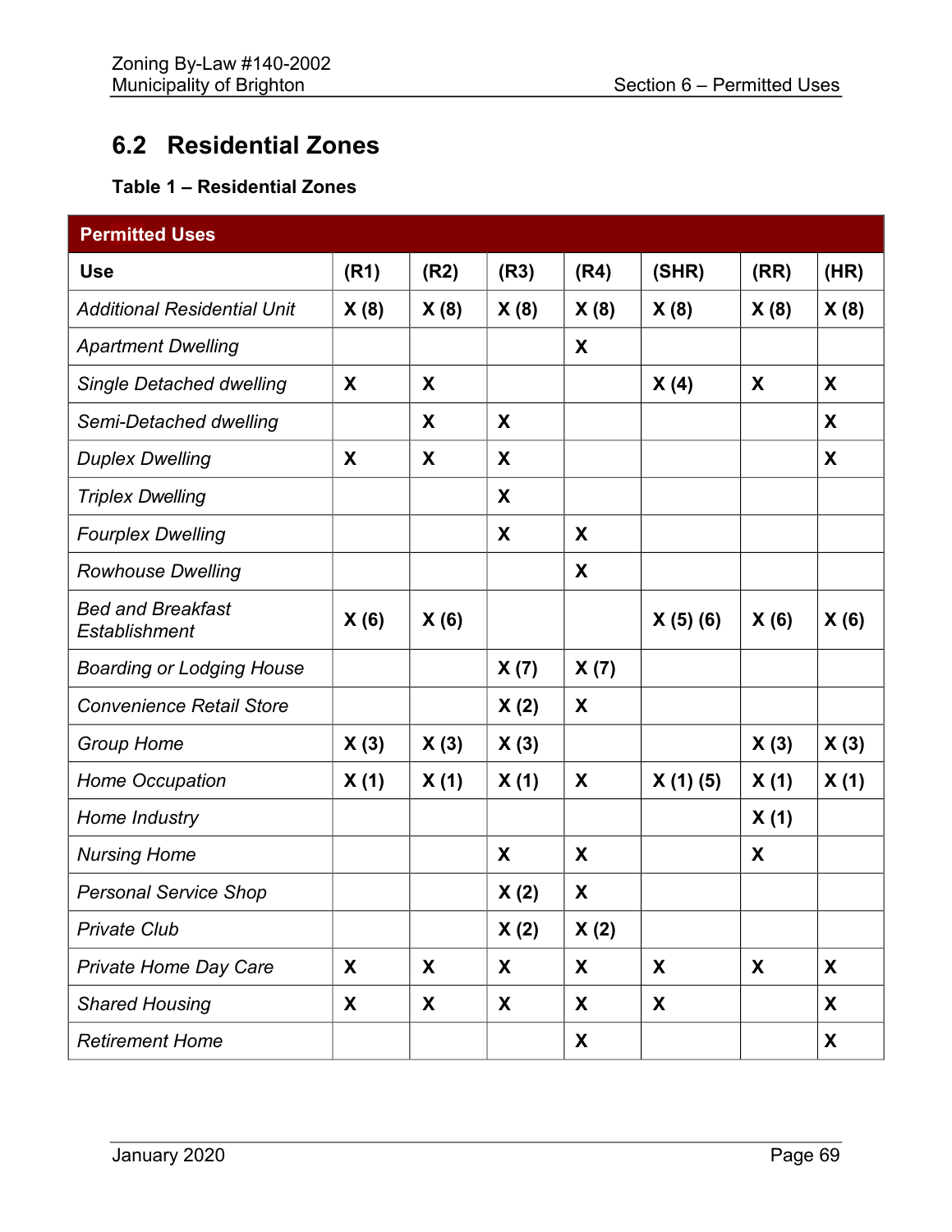## 6.2 Residential Zones

**Table 1 – Residential Zones**

| **Permitted Uses** | | | | | | | |
|---|---|---|---|---|---|---|---|
| **Use** | **(R1)** | **(R2)** | **(R3)** | **(R4)** | **(SHR)** | **(RR)** | **(HR)** |
| *Additional Residential Unit* | **X (8)** | **X (8)** | **X (8)** | **X (8)** | **X (8)** | **X (8)** | **X (8)** |
| *Apartment Dwelling* | | | | **X** | | | |
| *Single Detached dwelling* | **X** | **X** | | | **X (4)** | **X** | **X** |
| *Semi-Detached dwelling* | | **X** | **X** | | | | **X** |
| *Duplex Dwelling* | **X** | **X** | **X** | | | | **X** |
| *Triplex Dwelling* | | | **X** | | | | |
| *Fourplex Dwelling* | | | **X** | **X** | | | |
| *Rowhouse Dwelling* | | | | **X** | | | |
| *Bed and Breakfast Establishment* | **X (6)** | **X (6)** | | | **X (5) (6)** | **X (6)** | **X (6)** |
| *Boarding or Lodging House* | | | **X (7)** | **X (7)** | | | |
| *Convenience Retail Store* | | | **X (2)** | **X** | | | |
| *Group Home* | **X (3)** | **X (3)** | **X (3)** | | | **X (3)** | **X (3)** |
| *Home Occupation* | **X (1)** | **X (1)** | **X (1)** | **X** | **X (1) (5)** | **X (1)** | **X (1)** |
| *Home Industry* | | | | | | **X (1)** | |
| *Nursing Home* | | | **X** | **X** | | **X** | |
| *Personal Service Shop* | | | **X (2)** | **X** | | | |
| *Private Club* | | | **X (2)** | **X (2)** | | | |
| *Private Home Day Care* | **X** | **X** | **X** | **X** | **X** | **X** | **X** |
| *Shared Housing* | **X** | **X** | **X** | **X** | **X** | | **X** |
| *Retirement Home* | | | | **X** | | | **X** |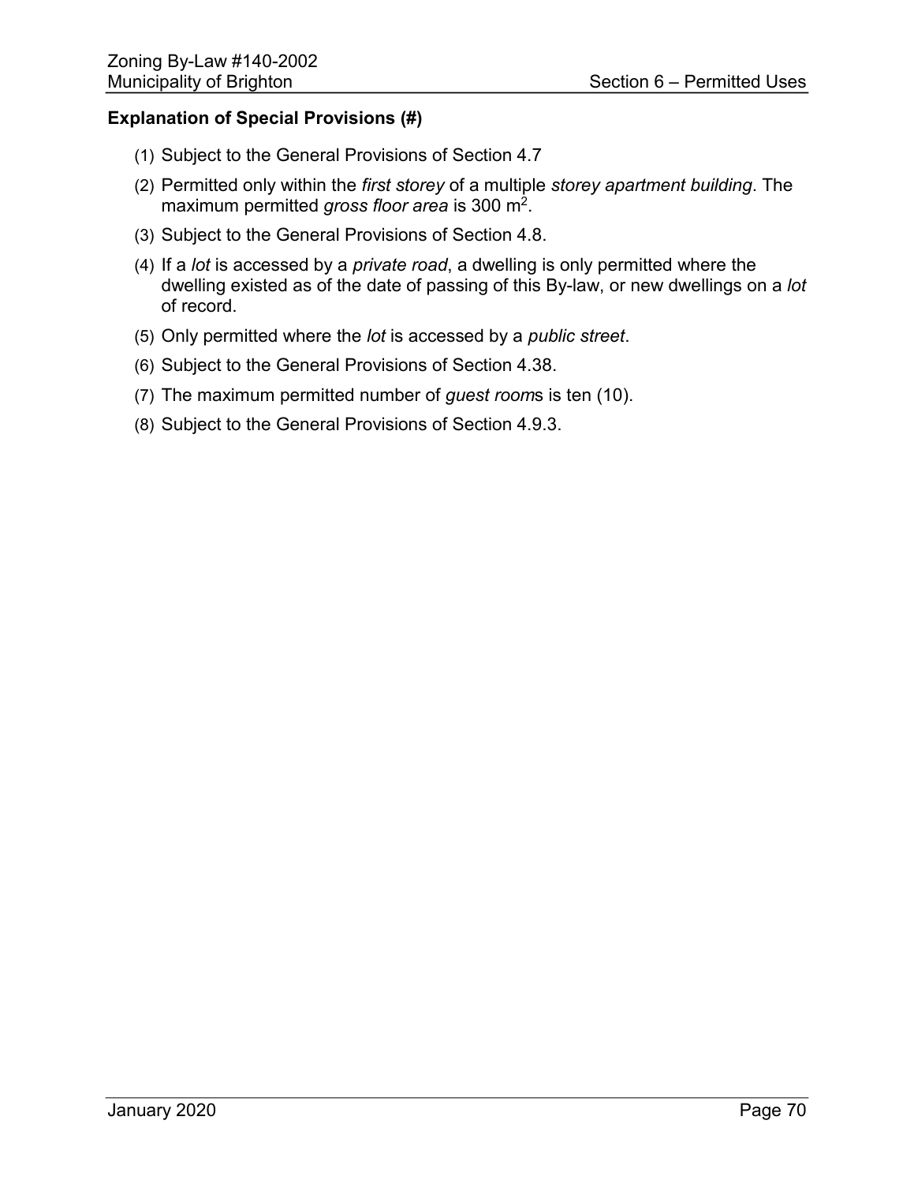**Explanation of Special Provisions (#)**

(1) Subject to the General Provisions of Section 4.7

(2) Permitted only within the *first storey* of a multiple *storey apartment building*. The maximum permitted *gross floor area* is 300 $m^2$.

(3) Subject to the General Provisions of Section 4.8.

(4) If a *lot* is accessed by a *private road*, a dwelling is only permitted where the dwelling existed as of the date of passing of this By-law, or new dwellings on a *lot* of record.

(5) Only permitted where the *lot* is accessed by a *public street*.

(6) Subject to the General Provisions of Section 4.38.

(7) The maximum permitted number of *guest room*s is ten (10).

(8) Subject to the General Provisions of Section 4.9.3.